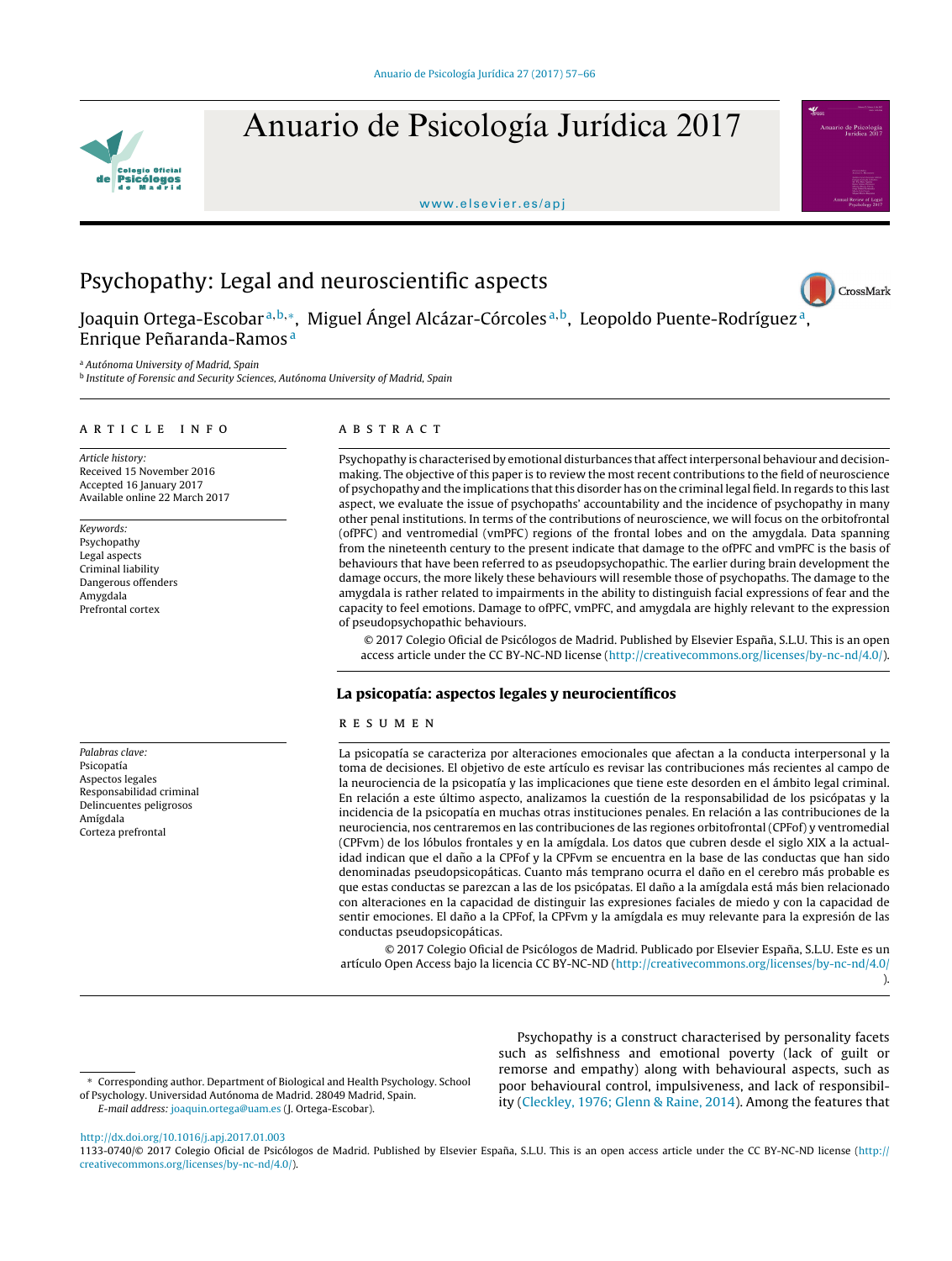# Psychopathy: Legal and neuroscientific aspects

Joaquin Ortega-Escobar[a,b,*], Miguel Ángel Alcázar-Córcoles[a,b], Leopoldo Puente-Rodríguez[a], Enrique Peñaranda-Ramos[a]

[a] Autónoma University of Madrid, Spain
[b] Institute of Forensic and Security Sciences, Autónoma University of Madrid, Spain

## ARTICLE INFO

*Article history:*
Received 15 November 2016
Accepted 16 January 2017
Available online 22 March 2017

*Keywords:*
Psychopathy
Legal aspects
Criminal liability
Dangerous offenders
Amygdala
Prefrontal cortex

## ABSTRACT

Psychopathy is characterised by emotional disturbances that affect interpersonal behaviour and decision-making. The objective of this paper is to review the most recent contributions to the field of neuroscience of psychopathy and the implications that this disorder has on the criminal legal field. In regards to this last aspect, we evaluate the issue of psychopaths' accountability and the incidence of psychopathy in many other penal institutions. In terms of the contributions of neuroscience, we will focus on the orbitofrontal (ofPFC) and ventromedial (vmPFC) regions of the frontal lobes and on the amygdala. Data spanning from the nineteenth century to the present indicate that damage to the ofPFC and vmPFC is the basis of behaviours that have been referred to as pseudopsychopathic. The earlier during brain development the damage occurs, the more likely these behaviours will resemble those of psychopaths. The damage to the amygdala is rather related to impairments in the ability to distinguish facial expressions of fear and the capacity to feel emotions. Damage to ofPFC, vmPFC, and amygdala are highly relevant to the expression of pseudopsychopathic behaviours.

© 2017 Colegio Oficial de Psicólogos de Madrid. Published by Elsevier España, S.L.U. This is an open access article under the CC BY-NC-ND license (http://creativecommons.org/licenses/by-nc-nd/4.0/).

## La psicopatía: aspectos legales y neurocientíficos

*Palabras clave:*
Psicopatía
Aspectos legales
Responsabilidad criminal
Delincuentes peligrosos
Amígdala
Corteza prefrontal

## RESUMEN

La psicopatía se caracteriza por alteraciones emocionales que afectan a la conducta interpersonal y la toma de decisiones. El objetivo de este artículo es revisar las contribuciones más recientes al campo de la neurociencia de la psicopatía y las implicaciones que tiene este desorden en el ámbito legal criminal. En relación a este último aspecto, analizamos la cuestión de la responsabilidad de los psicópatas y la incidencia de la psicopatía en muchas otras instituciones penales. En relación a las contribuciones de la neurociencia, nos centraremos en las contribuciones de las regiones orbitofrontal (CPFof) y ventromedial (CPFvm) de los lóbulos frontales y en la amígdala. Los datos que cubren desde el siglo XIX a la actualidad indican que el daño a la CPFof y la CPFvm se encuentra en la base de las conductas que han sido denominadas pseudopsicopáticas. Cuanto más temprano ocurra el daño en el cerebro más probable es que estas conductas se parezcan a las de los psicópatas. El daño a la amígdala está más bien relacionado con alteraciones en la capacidad de distinguir las expresiones faciales de miedo y con la capacidad de sentir emociones. El daño a la CPFof, la CPFvm y la amígdala es muy relevante para la expresión de las conductas pseudopsicopáticas.

© 2017 Colegio Oficial de Psicólogos de Madrid. Publicado por Elsevier España, S.L.U. Este es un artículo Open Access bajo la licencia CC BY-NC-ND (http://creativecommons.org/licenses/by-nc-nd/4.0/).

Psychopathy is a construct characterised by personality facets such as selfishness and emotional poverty (lack of guilt or remorse and empathy) along with behavioural aspects, such as poor behavioural control, impulsiveness, and lack of responsibility (Cleckley, 1976; Glenn & Raine, 2014). Among the features that

\* Corresponding author. Department of Biological and Health Psychology. School of Psychology. Universidad Autónoma de Madrid. 28049 Madrid, Spain.
*E-mail address:* joaquin.ortega@uam.es (J. Ortega-Escobar).

http://dx.doi.org/10.1016/j.apj.2017.01.003
1133-0740/© 2017 Colegio Oficial de Psicólogos de Madrid. Published by Elsevier España, S.L.U. This is an open access article under the CC BY-NC-ND license (http://creativecommons.org/licenses/by-nc-nd/4.0/).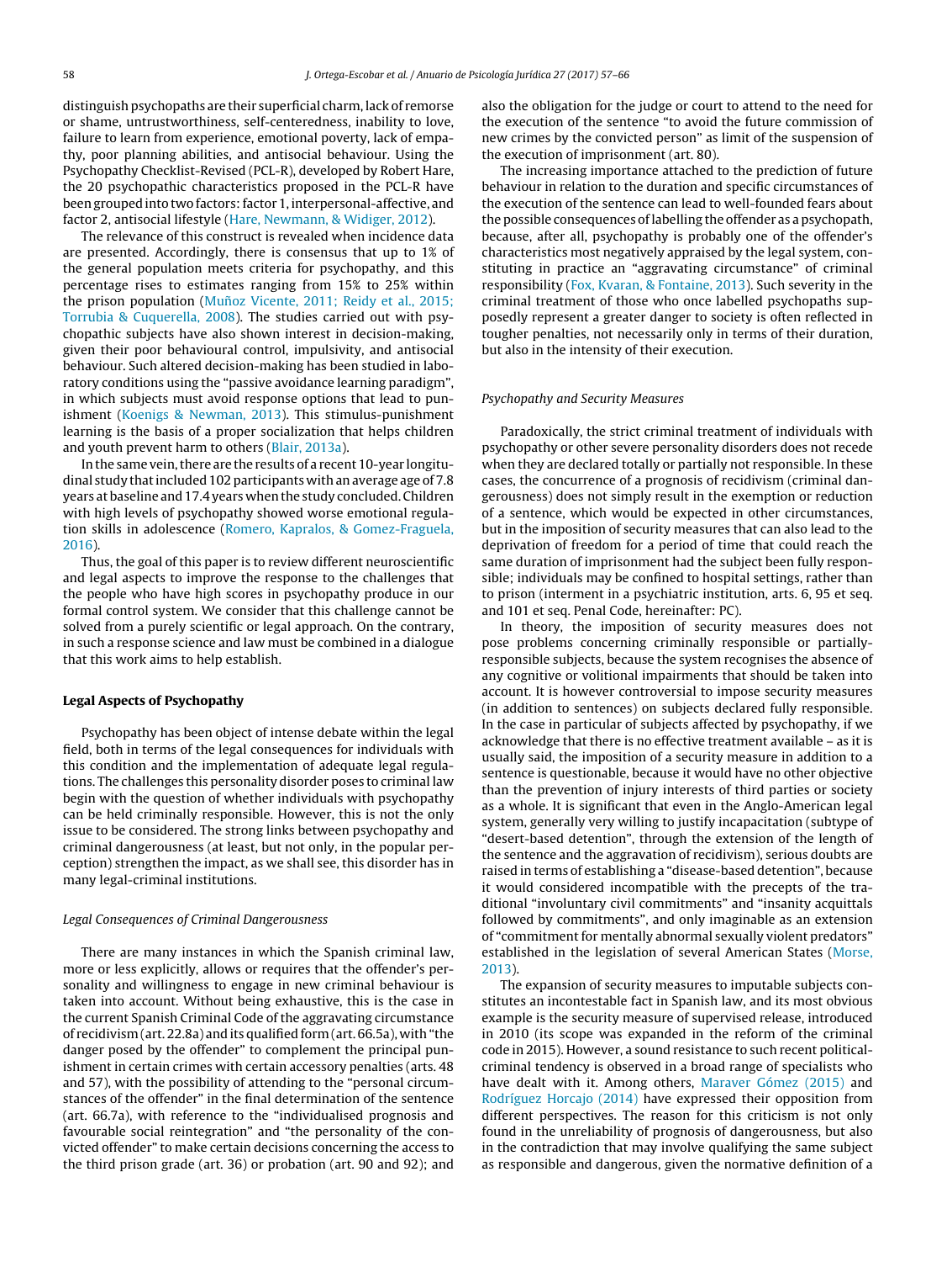distinguish psychopaths are their superficial charm, lack of remorse or shame, untrustworthiness, self-centeredness, inability to love, failure to learn from experience, emotional poverty, lack of empathy, poor planning abilities, and antisocial behaviour. Using the Psychopathy Checklist-Revised (PCL-R), developed by Robert Hare, the 20 psychopathic characteristics proposed in the PCL-R have been grouped into two factors: factor 1, interpersonal-affective, and factor 2, antisocial lifestyle (Hare, Newmann, & Widiger, 2012).

The relevance of this construct is revealed when incidence data are presented. Accordingly, there is consensus that up to 1% of the general population meets criteria for psychopathy, and this percentage rises to estimates ranging from 15% to 25% within the prison population (Muñoz Vicente, 2011; Reidy et al., 2015; Torrubia & Cuquerella, 2008). The studies carried out with psychopathic subjects have also shown interest in decision-making, given their poor behavioural control, impulsivity, and antisocial behaviour. Such altered decision-making has been studied in laboratory conditions using the "passive avoidance learning paradigm", in which subjects must avoid response options that lead to punishment (Koenigs & Newman, 2013). This stimulus-punishment learning is the basis of a proper socialization that helps children and youth prevent harm to others (Blair, 2013a).

In the same vein, there are the results of a recent 10-year longitudinal study that included 102 participants with an average age of 7.8 years at baseline and 17.4 years when the study concluded. Children with high levels of psychopathy showed worse emotional regulation skills in adolescence (Romero, Kapralos, & Gomez-Fraguela, 2016).

Thus, the goal of this paper is to review different neuroscientific and legal aspects to improve the response to the challenges that the people who have high scores in psychopathy produce in our formal control system. We consider that this challenge cannot be solved from a purely scientific or legal approach. On the contrary, in such a response science and law must be combined in a dialogue that this work aims to help establish.

## Legal Aspects of Psychopathy

Psychopathy has been object of intense debate within the legal field, both in terms of the legal consequences for individuals with this condition and the implementation of adequate legal regulations. The challenges this personality disorder poses to criminal law begin with the question of whether individuals with psychopathy can be held criminally responsible. However, this is not the only issue to be considered. The strong links between psychopathy and criminal dangerousness (at least, but not only, in the popular perception) strengthen the impact, as we shall see, this disorder has in many legal-criminal institutions.

### *Legal Consequences of Criminal Dangerousness*

There are many instances in which the Spanish criminal law, more or less explicitly, allows or requires that the offender's personality and willingness to engage in new criminal behaviour is taken into account. Without being exhaustive, this is the case in the current Spanish Criminal Code of the aggravating circumstance of recidivism (art. 22.8a) and its qualified form (art. 66.5a), with "the danger posed by the offender" to complement the principal punishment in certain crimes with certain accessory penalties (arts. 48 and 57), with the possibility of attending to the "personal circumstances of the offender" in the final determination of the sentence (art. 66.7a), with reference to the "individualised prognosis and favourable social reintegration" and "the personality of the convicted offender" to make certain decisions concerning the access to the third prison grade (art. 36) or probation (art. 90 and 92); and also the obligation for the judge or court to attend to the need for the execution of the sentence "to avoid the future commission of new crimes by the convicted person" as limit of the suspension of the execution of imprisonment (art. 80).

The increasing importance attached to the prediction of future behaviour in relation to the duration and specific circumstances of the execution of the sentence can lead to well-founded fears about the possible consequences of labelling the offender as a psychopath, because, after all, psychopathy is probably one of the offender's characteristics most negatively appraised by the legal system, constituting in practice an "aggravating circumstance" of criminal responsibility (Fox, Kvaran, & Fontaine, 2013). Such severity in the criminal treatment of those who once labelled psychopaths supposedly represent a greater danger to society is often reflected in tougher penalties, not necessarily only in terms of their duration, but also in the intensity of their execution.

### *Psychopathy and Security Measures*

Paradoxically, the strict criminal treatment of individuals with psychopathy or other severe personality disorders does not recede when they are declared totally or partially not responsible. In these cases, the concurrence of a prognosis of recidivism (criminal dangerousness) does not simply result in the exemption or reduction of a sentence, which would be expected in other circumstances, but in the imposition of security measures that can also lead to the deprivation of freedom for a period of time that could reach the same duration of imprisonment had the subject been fully responsible; individuals may be confined to hospital settings, rather than to prison (interment in a psychiatric institution, arts. 6, 95 et seq. and 101 et seq. Penal Code, hereinafter: PC).

In theory, the imposition of security measures does not pose problems concerning criminally responsible or partially-responsible subjects, because the system recognises the absence of any cognitive or volitional impairments that should be taken into account. It is however controversial to impose security measures (in addition to sentences) on subjects declared fully responsible. In the case in particular of subjects affected by psychopathy, if we acknowledge that there is no effective treatment available – as it is usually said, the imposition of a security measure in addition to a sentence is questionable, because it would have no other objective than the prevention of injury interests of third parties or society as a whole. It is significant that even in the Anglo-American legal system, generally very willing to justify incapacitation (subtype of "desert-based detention", through the extension of the length of the sentence and the aggravation of recidivism), serious doubts are raised in terms of establishing a "disease-based detention", because it would considered incompatible with the precepts of the traditional "involuntary civil commitments" and "insanity acquittals followed by commitments", and only imaginable as an extension of "commitment for mentally abnormal sexually violent predators" established in the legislation of several American States (Morse, 2013).

The expansion of security measures to imputable subjects constitutes an incontestable fact in Spanish law, and its most obvious example is the security measure of supervised release, introduced in 2010 (its scope was expanded in the reform of the criminal code in 2015). However, a sound resistance to such recent political-criminal tendency is observed in a broad range of specialists who have dealt with it. Among others, Maraver Gómez (2015) and Rodríguez Horcajo (2014) have expressed their opposition from different perspectives. The reason for this criticism is not only found in the unreliability of prognosis of dangerousness, but also in the contradiction that may involve qualifying the same subject as responsible and dangerous, given the normative definition of a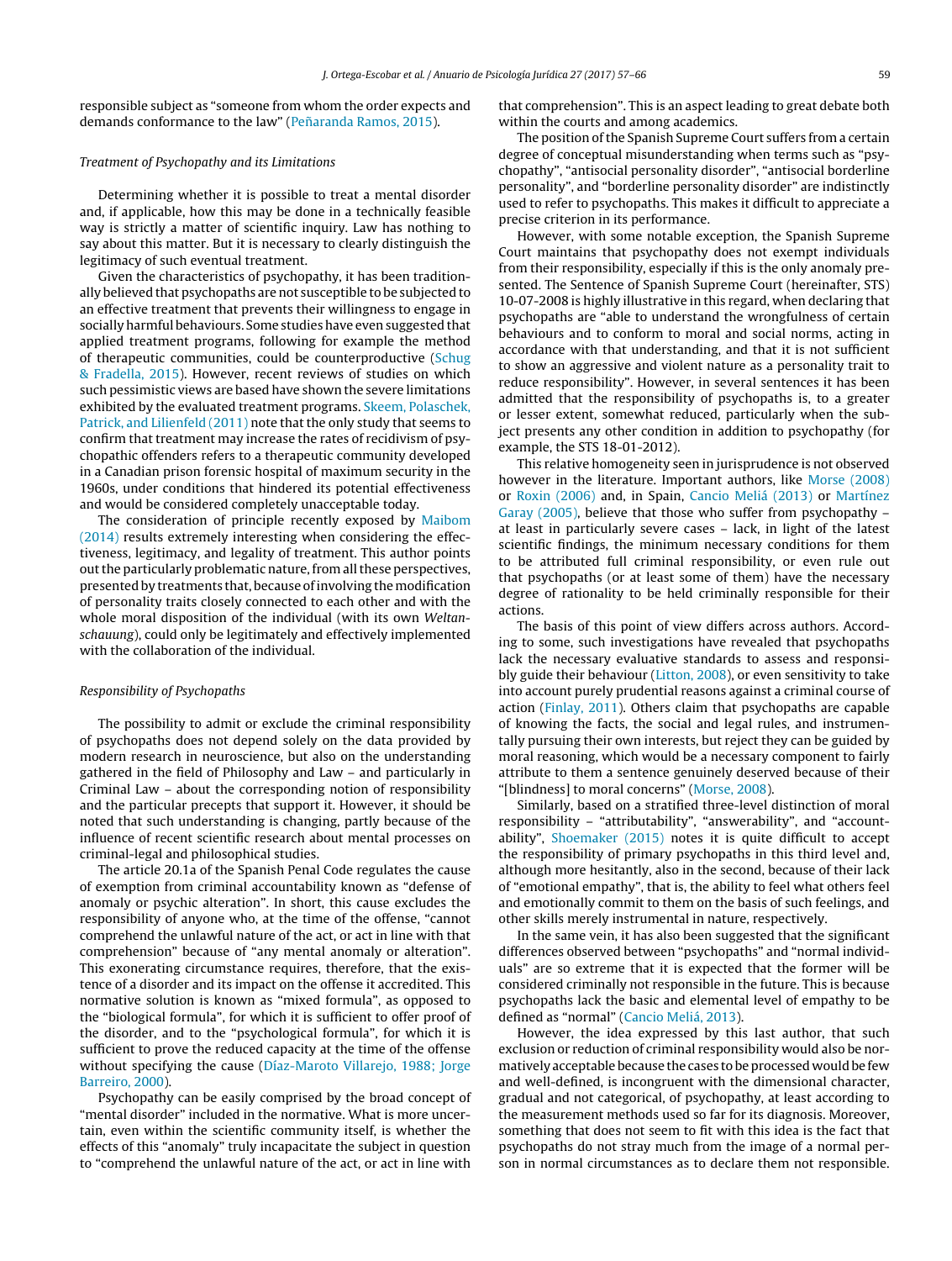responsible subject as "someone from whom the order expects and demands conformance to the law" (Peñaranda Ramos, 2015).

### Treatment of Psychopathy and its Limitations

Determining whether it is possible to treat a mental disorder and, if applicable, how this may be done in a technically feasible way is strictly a matter of scientific inquiry. Law has nothing to say about this matter. But it is necessary to clearly distinguish the legitimacy of such eventual treatment.

Given the characteristics of psychopathy, it has been traditionally believed that psychopaths are not susceptible to be subjected to an effective treatment that prevents their willingness to engage in socially harmful behaviours. Some studies have even suggested that applied treatment programs, following for example the method of therapeutic communities, could be counterproductive (Schug & Fradella, 2015). However, recent reviews of studies on which such pessimistic views are based have shown the severe limitations exhibited by the evaluated treatment programs. Skeem, Polaschek, Patrick, and Lilienfeld (2011) note that the only study that seems to confirm that treatment may increase the rates of recidivism of psychopathic offenders refers to a therapeutic community developed in a Canadian prison forensic hospital of maximum security in the 1960s, under conditions that hindered its potential effectiveness and would be considered completely unacceptable today.

The consideration of principle recently exposed by Maibom (2014) results extremely interesting when considering the effectiveness, legitimacy, and legality of treatment. This author points out the particularly problematic nature, from all these perspectives, presented by treatments that, because of involving the modification of personality traits closely connected to each other and with the whole moral disposition of the individual (with its own *Weltanschauung*), could only be legitimately and effectively implemented with the collaboration of the individual.

### Responsibility of Psychopaths

The possibility to admit or exclude the criminal responsibility of psychopaths does not depend solely on the data provided by modern research in neuroscience, but also on the understanding gathered in the field of Philosophy and Law – and particularly in Criminal Law – about the corresponding notion of responsibility and the particular precepts that support it. However, it should be noted that such understanding is changing, partly because of the influence of recent scientific research about mental processes on criminal-legal and philosophical studies.

The article 20.1a of the Spanish Penal Code regulates the cause of exemption from criminal accountability known as "defense of anomaly or psychic alteration". In short, this cause excludes the responsibility of anyone who, at the time of the offense, "cannot comprehend the unlawful nature of the act, or act in line with that comprehension" because of "any mental anomaly or alteration". This exonerating circumstance requires, therefore, that the existence of a disorder and its impact on the offense it accredited. This normative solution is known as "mixed formula", as opposed to the "biological formula", for which it is sufficient to offer proof of the disorder, and to the "psychological formula", for which it is sufficient to prove the reduced capacity at the time of the offense without specifying the cause (Díaz-Maroto Villarejo, 1988; Jorge Barreiro, 2000).

Psychopathy can be easily comprised by the broad concept of "mental disorder" included in the normative. What is more uncertain, even within the scientific community itself, is whether the effects of this "anomaly" truly incapacitate the subject in question to "comprehend the unlawful nature of the act, or act in line with that comprehension". This is an aspect leading to great debate both within the courts and among academics.

The position of the Spanish Supreme Court suffers from a certain degree of conceptual misunderstanding when terms such as "psychopathy", "antisocial personality disorder", "antisocial borderline personality", and "borderline personality disorder" are indistinctly used to refer to psychopaths. This makes it difficult to appreciate a precise criterion in its performance.

However, with some notable exception, the Spanish Supreme Court maintains that psychopathy does not exempt individuals from their responsibility, especially if this is the only anomaly presented. The Sentence of Spanish Supreme Court (hereinafter, STS) 10-07-2008 is highly illustrative in this regard, when declaring that psychopaths are "able to understand the wrongfulness of certain behaviours and to conform to moral and social norms, acting in accordance with that understanding, and that it is not sufficient to show an aggressive and violent nature as a personality trait to reduce responsibility". However, in several sentences it has been admitted that the responsibility of psychopaths is, to a greater or lesser extent, somewhat reduced, particularly when the subject presents any other condition in addition to psychopathy (for example, the STS 18-01-2012).

This relative homogeneity seen in jurisprudence is not observed however in the literature. Important authors, like Morse (2008) or Roxin (2006) and, in Spain, Cancio Meliá (2013) or Martínez Garay (2005), believe that those who suffer from psychopathy – at least in particularly severe cases – lack, in light of the latest scientific findings, the minimum necessary conditions for them to be attributed full criminal responsibility, or even rule out that psychopaths (or at least some of them) have the necessary degree of rationality to be held criminally responsible for their actions.

The basis of this point of view differs across authors. According to some, such investigations have revealed that psychopaths lack the necessary evaluative standards to assess and responsibly guide their behaviour (Litton, 2008), or even sensitivity to take into account purely prudential reasons against a criminal course of action (Finlay, 2011). Others claim that psychopaths are capable of knowing the facts, the social and legal rules, and instrumentally pursuing their own interests, but reject they can be guided by moral reasoning, which would be a necessary component to fairly attribute to them a sentence genuinely deserved because of their "[blindness] to moral concerns" (Morse, 2008).

Similarly, based on a stratified three-level distinction of moral responsibility – "attributability", "answerability", and "accountability", Shoemaker (2015) notes it is quite difficult to accept the responsibility of primary psychopaths in this third level and, although more hesitantly, also in the second, because of their lack of "emotional empathy", that is, the ability to feel what others feel and emotionally commit to them on the basis of such feelings, and other skills merely instrumental in nature, respectively.

In the same vein, it has also been suggested that the significant differences observed between "psychopaths" and "normal individuals" are so extreme that it is expected that the former will be considered criminally not responsible in the future. This is because psychopaths lack the basic and elemental level of empathy to be defined as "normal" (Cancio Meliá, 2013).

However, the idea expressed by this last author, that such exclusion or reduction of criminal responsibility would also be normatively acceptable because the cases to be processed would be few and well-defined, is incongruent with the dimensional character, gradual and not categorical, of psychopathy, at least according to the measurement methods used so far for its diagnosis. Moreover, something that does not seem to fit with this idea is the fact that psychopaths do not stray much from the image of a normal person in normal circumstances as to declare them not responsible.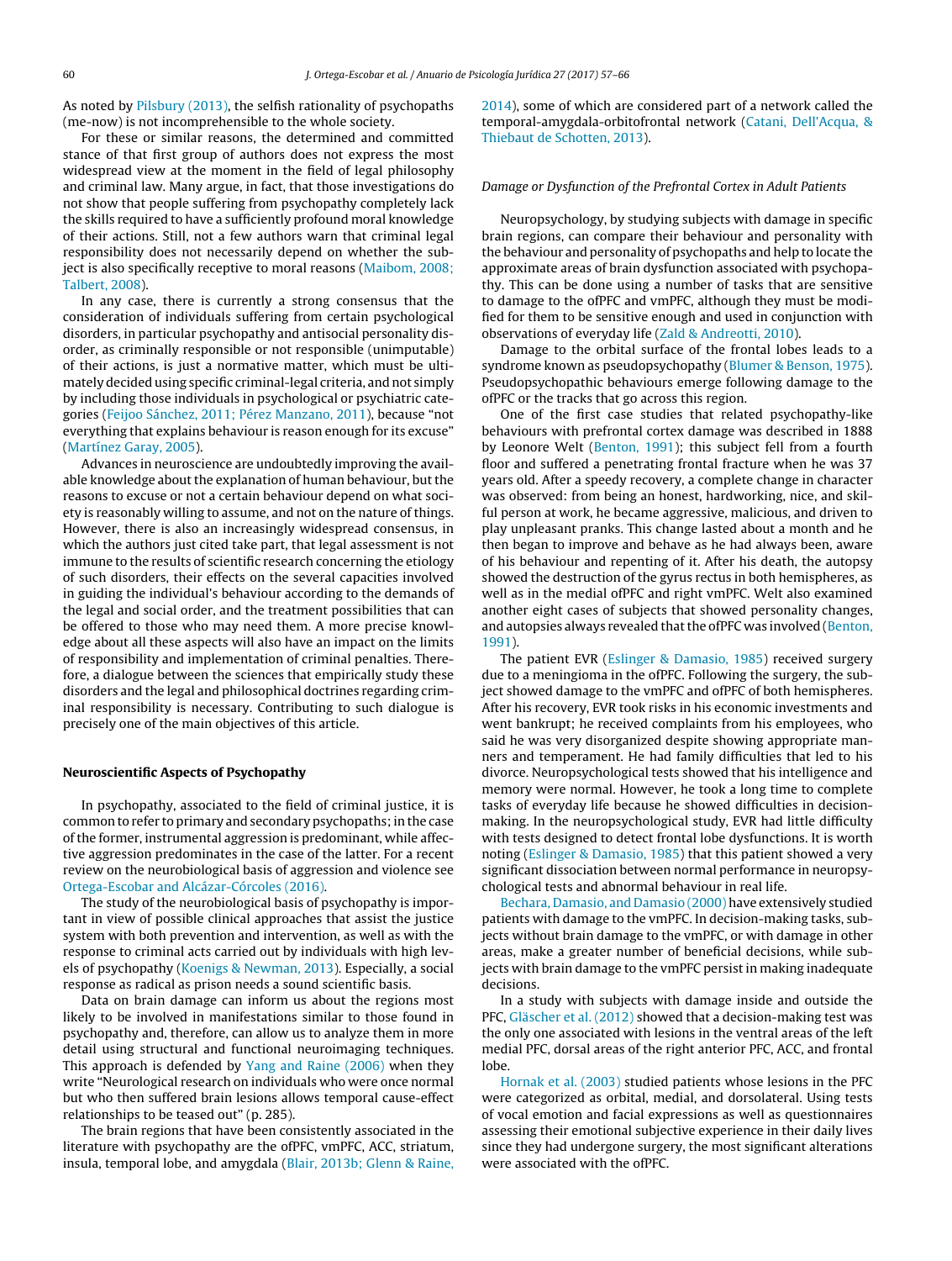As noted by Pilsbury (2013), the selfish rationality of psychopaths (me-now) is not incomprehensible to the whole society.

For these or similar reasons, the determined and committed stance of that first group of authors does not express the most widespread view at the moment in the field of legal philosophy and criminal law. Many argue, in fact, that those investigations do not show that people suffering from psychopathy completely lack the skills required to have a sufficiently profound moral knowledge of their actions. Still, not a few authors warn that criminal legal responsibility does not necessarily depend on whether the subject is also specifically receptive to moral reasons (Maibom, 2008; Talbert, 2008).

In any case, there is currently a strong consensus that the consideration of individuals suffering from certain psychological disorders, in particular psychopathy and antisocial personality disorder, as criminally responsible or not responsible (unimputable) of their actions, is just a normative matter, which must be ultimately decided using specific criminal-legal criteria, and not simply by including those individuals in psychological or psychiatric categories (Feijoo Sánchez, 2011; Pérez Manzano, 2011), because "not everything that explains behaviour is reason enough for its excuse" (Martínez Garay, 2005).

Advances in neuroscience are undoubtedly improving the available knowledge about the explanation of human behaviour, but the reasons to excuse or not a certain behaviour depend on what society is reasonably willing to assume, and not on the nature of things. However, there is also an increasingly widespread consensus, in which the authors just cited take part, that legal assessment is not immune to the results of scientific research concerning the etiology of such disorders, their effects on the several capacities involved in guiding the individual's behaviour according to the demands of the legal and social order, and the treatment possibilities that can be offered to those who may need them. A more precise knowledge about all these aspects will also have an impact on the limits of responsibility and implementation of criminal penalties. Therefore, a dialogue between the sciences that empirically study these disorders and the legal and philosophical doctrines regarding criminal responsibility is necessary. Contributing to such dialogue is precisely one of the main objectives of this article.

## Neuroscientific Aspects of Psychopathy

In psychopathy, associated to the field of criminal justice, it is common to refer to primary and secondary psychopaths; in the case of the former, instrumental aggression is predominant, while affective aggression predominates in the case of the latter. For a recent review on the neurobiological basis of aggression and violence see Ortega-Escobar and Alcázar-Córcoles (2016).

The study of the neurobiological basis of psychopathy is important in view of possible clinical approaches that assist the justice system with both prevention and intervention, as well as with the response to criminal acts carried out by individuals with high levels of psychopathy (Koenigs & Newman, 2013). Especially, a social response as radical as prison needs a sound scientific basis.

Data on brain damage can inform us about the regions most likely to be involved in manifestations similar to those found in psychopathy and, therefore, can allow us to analyze them in more detail using structural and functional neuroimaging techniques. This approach is defended by Yang and Raine (2006) when they write "Neurological research on individuals who were once normal but who then suffered brain lesions allows temporal cause-effect relationships to be teased out" (p. 285).

The brain regions that have been consistently associated in the literature with psychopathy are the ofPFC, vmPFC, ACC, striatum, insula, temporal lobe, and amygdala (Blair, 2013b; Glenn & Raine, 2014), some of which are considered part of a network called the temporal-amygdala-orbitofrontal network (Catani, Dell'Acqua, & Thiebaut de Schotten, 2013).

### *Damage or Dysfunction of the Prefrontal Cortex in Adult Patients*

Neuropsychology, by studying subjects with damage in specific brain regions, can compare their behaviour and personality with the behaviour and personality of psychopaths and help to locate the approximate areas of brain dysfunction associated with psychopathy. This can be done using a number of tasks that are sensitive to damage to the ofPFC and vmPFC, although they must be modified for them to be sensitive enough and used in conjunction with observations of everyday life (Zald & Andreotti, 2010).

Damage to the orbital surface of the frontal lobes leads to a syndrome known as pseudopsychopathy (Blumer & Benson, 1975). Pseudopsychopathic behaviours emerge following damage to the ofPFC or the tracks that go across this region.

One of the first case studies that related psychopathy-like behaviours with prefrontal cortex damage was described in 1888 by Leonore Welt (Benton, 1991); this subject fell from a fourth floor and suffered a penetrating frontal fracture when he was 37 years old. After a speedy recovery, a complete change in character was observed: from being an honest, hardworking, nice, and skilful person at work, he became aggressive, malicious, and driven to play unpleasant pranks. This change lasted about a month and he then began to improve and behave as he had always been, aware of his behaviour and repenting of it. After his death, the autopsy showed the destruction of the gyrus rectus in both hemispheres, as well as in the medial ofPFC and right vmPFC. Welt also examined another eight cases of subjects that showed personality changes, and autopsies always revealed that the ofPFC was involved (Benton, 1991).

The patient EVR (Eslinger & Damasio, 1985) received surgery due to a meningioma in the ofPFC. Following the surgery, the subject showed damage to the vmPFC and ofPFC of both hemispheres. After his recovery, EVR took risks in his economic investments and went bankrupt; he received complaints from his employees, who said he was very disorganized despite showing appropriate manners and temperament. He had family difficulties that led to his divorce. Neuropsychological tests showed that his intelligence and memory were normal. However, he took a long time to complete tasks of everyday life because he showed difficulties in decision-making. In the neuropsychological study, EVR had little difficulty with tests designed to detect frontal lobe dysfunctions. It is worth noting (Eslinger & Damasio, 1985) that this patient showed a very significant dissociation between normal performance in neuropsychological tests and abnormal behaviour in real life.

Bechara, Damasio, and Damasio (2000) have extensively studied patients with damage to the vmPFC. In decision-making tasks, subjects without brain damage to the vmPFC, or with damage in other areas, make a greater number of beneficial decisions, while subjects with brain damage to the vmPFC persist in making inadequate decisions.

In a study with subjects with damage inside and outside the PFC, Gläscher et al. (2012) showed that a decision-making test was the only one associated with lesions in the ventral areas of the left medial PFC, dorsal areas of the right anterior PFC, ACC, and frontal lobe.

Hornak et al. (2003) studied patients whose lesions in the PFC were categorized as orbital, medial, and dorsolateral. Using tests of vocal emotion and facial expressions as well as questionnaires assessing their emotional subjective experience in their daily lives since they had undergone surgery, the most significant alterations were associated with the ofPFC.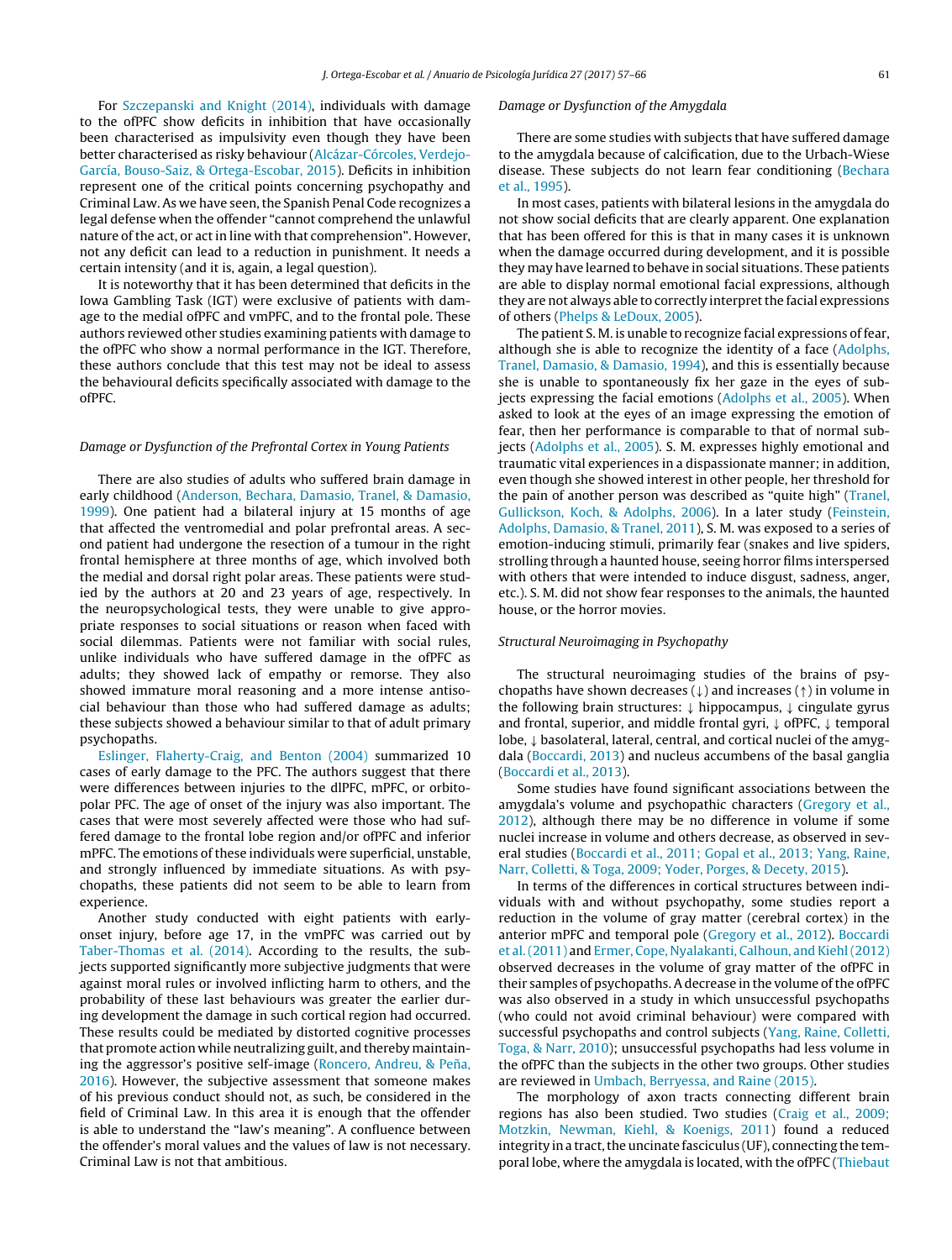For Szczepanski and Knight (2014), individuals with damage to the ofPFC show deficits in inhibition that have occasionally been characterised as impulsivity even though they have been better characterised as risky behaviour (Alcázar-Córcoles, Verdejo-García, Bouso-Saiz, & Ortega-Escobar, 2015). Deficits in inhibition represent one of the critical points concerning psychopathy and Criminal Law. As we have seen, the Spanish Penal Code recognizes a legal defense when the offender "cannot comprehend the unlawful nature of the act, or act in line with that comprehension". However, not any deficit can lead to a reduction in punishment. It needs a certain intensity (and it is, again, a legal question).

It is noteworthy that it has been determined that deficits in the Iowa Gambling Task (IGT) were exclusive of patients with damage to the medial ofPFC and vmPFC, and to the frontal pole. These authors reviewed other studies examining patients with damage to the ofPFC who show a normal performance in the IGT. Therefore, these authors conclude that this test may not be ideal to assess the behavioural deficits specifically associated with damage to the ofPFC.

*Damage or Dysfunction of the Prefrontal Cortex in Young Patients*

There are also studies of adults who suffered brain damage in early childhood (Anderson, Bechara, Damasio, Tranel, & Damasio, 1999). One patient had a bilateral injury at 15 months of age that affected the ventromedial and polar prefrontal areas. A second patient had undergone the resection of a tumour in the right frontal hemisphere at three months of age, which involved both the medial and dorsal right polar areas. These patients were studied by the authors at 20 and 23 years of age, respectively. In the neuropsychological tests, they were unable to give appropriate responses to social situations or reason when faced with social dilemmas. Patients were not familiar with social rules, unlike individuals who have suffered damage in the ofPFC as adults; they showed lack of empathy or remorse. They also showed immature moral reasoning and a more intense antisocial behaviour than those who had suffered damage as adults; these subjects showed a behaviour similar to that of adult primary psychopaths.

Eslinger, Flaherty-Craig, and Benton (2004) summarized 10 cases of early damage to the PFC. The authors suggest that there were differences between injuries to the dlPFC, mPFC, or orbitopolar PFC. The age of onset of the injury was also important. The cases that were most severely affected were those who had suffered damage to the frontal lobe region and/or ofPFC and inferior mPFC. The emotions of these individuals were superficial, unstable, and strongly influenced by immediate situations. As with psychopaths, these patients did not seem to be able to learn from experience.

Another study conducted with eight patients with early-onset injury, before age 17, in the vmPFC was carried out by Taber-Thomas et al. (2014). According to the results, the subjects supported significantly more subjective judgments that were against moral rules or involved inflicting harm to others, and the probability of these last behaviours was greater the earlier during development the damage in such cortical region had occurred. These results could be mediated by distorted cognitive processes that promote action while neutralizing guilt, and thereby maintaining the aggressor's positive self-image (Roncero, Andreu, & Peña, 2016). However, the subjective assessment that someone makes of his previous conduct should not, as such, be considered in the field of Criminal Law. In this area it is enough that the offender is able to understand the "law's meaning". A confluence between the offender's moral values and the values of law is not necessary. Criminal Law is not that ambitious.

*Damage or Dysfunction of the Amygdala*

There are some studies with subjects that have suffered damage to the amygdala because of calcification, due to the Urbach-Wiese disease. These subjects do not learn fear conditioning (Bechara et al., 1995).

In most cases, patients with bilateral lesions in the amygdala do not show social deficits that are clearly apparent. One explanation that has been offered for this is that in many cases it is unknown when the damage occurred during development, and it is possible they may have learned to behave in social situations. These patients are able to display normal emotional facial expressions, although they are not always able to correctly interpret the facial expressions of others (Phelps & LeDoux, 2005).

The patient S. M. is unable to recognize facial expressions of fear, although she is able to recognize the identity of a face (Adolphs, Tranel, Damasio, & Damasio, 1994), and this is essentially because she is unable to spontaneously fix her gaze in the eyes of subjects expressing the facial emotions (Adolphs et al., 2005). When asked to look at the eyes of an image expressing the emotion of fear, then her performance is comparable to that of normal subjects (Adolphs et al., 2005). S. M. expresses highly emotional and traumatic vital experiences in a dispassionate manner; in addition, even though she showed interest in other people, her threshold for the pain of another person was described as "quite high" (Tranel, Gullickson, Koch, & Adolphs, 2006). In a later study (Feinstein, Adolphs, Damasio, & Tranel, 2011), S. M. was exposed to a series of emotion-inducing stimuli, primarily fear (snakes and live spiders, strolling through a haunted house, seeing horror films interspersed with others that were intended to induce disgust, sadness, anger, etc.). S. M. did not show fear responses to the animals, the haunted house, or the horror movies.

*Structural Neuroimaging in Psychopathy*

The structural neuroimaging studies of the brains of psychopaths have shown decreases (↓) and increases (↑) in volume in the following brain structures: ↓ hippocampus, ↓ cingulate gyrus and frontal, superior, and middle frontal gyri, ↓ ofPFC, ↓ temporal lobe, ↓ basolateral, lateral, central, and cortical nuclei of the amygdala (Boccardi, 2013) and nucleus accumbens of the basal ganglia (Boccardi et al., 2013).

Some studies have found significant associations between the amygdala's volume and psychopathic characters (Gregory et al., 2012), although there may be no difference in volume if some nuclei increase in volume and others decrease, as observed in several studies (Boccardi et al., 2011; Gopal et al., 2013; Yang, Raine, Narr, Colletti, & Toga, 2009; Yoder, Porges, & Decety, 2015).

In terms of the differences in cortical structures between individuals with and without psychopathy, some studies report a reduction in the volume of gray matter (cerebral cortex) in the anterior mPFC and temporal pole (Gregory et al., 2012). Boccardi et al. (2011) and Ermer, Cope, Nyalakanti, Calhoun, and Kiehl (2012) observed decreases in the volume of gray matter of the ofPFC in their samples of psychopaths. A decrease in the volume of the ofPFC was also observed in a study in which unsuccessful psychopaths (who could not avoid criminal behaviour) were compared with successful psychopaths and control subjects (Yang, Raine, Colletti, Toga, & Narr, 2010); unsuccessful psychopaths had less volume in the ofPFC than the subjects in the other two groups. Other studies are reviewed in Umbach, Berryessa, and Raine (2015).

The morphology of axon tracts connecting different brain regions has also been studied. Two studies (Craig et al., 2009; Motzkin, Newman, Kiehl, & Koenigs, 2011) found a reduced integrity in a tract, the uncinate fasciculus (UF), connecting the temporal lobe, where the amygdala is located, with the ofPFC (Thiebaut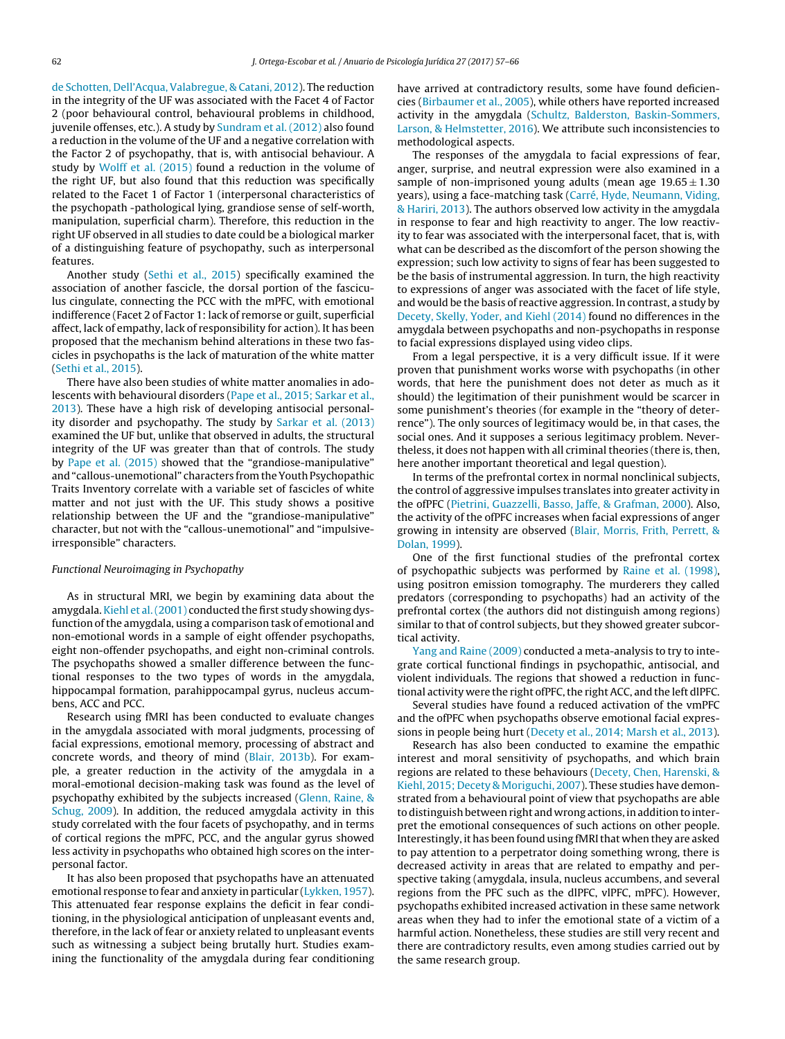de Schotten, Dell'Acqua, Valabregue, & Catani, 2012). The reduction in the integrity of the UF was associated with the Facet 4 of Factor 2 (poor behavioural control, behavioural problems in childhood, juvenile offenses, etc.). A study by Sundram et al. (2012) also found a reduction in the volume of the UF and a negative correlation with the Factor 2 of psychopathy, that is, with antisocial behaviour. A study by Wolff et al. (2015) found a reduction in the volume of the right UF, but also found that this reduction was specifically related to the Facet 1 of Factor 1 (interpersonal characteristics of the psychopath -pathological lying, grandiose sense of self-worth, manipulation, superficial charm). Therefore, this reduction in the right UF observed in all studies to date could be a biological marker of a distinguishing feature of psychopathy, such as interpersonal features.

Another study (Sethi et al., 2015) specifically examined the association of another fascicle, the dorsal portion of the fasciculus cingulate, connecting the PCC with the mPFC, with emotional indifference (Facet 2 of Factor 1: lack of remorse or guilt, superficial affect, lack of empathy, lack of responsibility for action). It has been proposed that the mechanism behind alterations in these two fascicles in psychopaths is the lack of maturation of the white matter (Sethi et al., 2015).

There have also been studies of white matter anomalies in adolescents with behavioural disorders (Pape et al., 2015; Sarkar et al., 2013). These have a high risk of developing antisocial personality disorder and psychopathy. The study by Sarkar et al. (2013) examined the UF but, unlike that observed in adults, the structural integrity of the UF was greater than that of controls. The study by Pape et al. (2015) showed that the "grandiose-manipulative" and "callous-unemotional" characters from the Youth Psychopathic Traits Inventory correlate with a variable set of fascicles of white matter and not just with the UF. This study shows a positive relationship between the UF and the "grandiose-manipulative" character, but not with the "callous-unemotional" and "impulsive-irresponsible" characters.

*Functional Neuroimaging in Psychopathy*

As in structural MRI, we begin by examining data about the amygdala. Kiehl et al. (2001) conducted the first study showing dysfunction of the amygdala, using a comparison task of emotional and non-emotional words in a sample of eight offender psychopaths, eight non-offender psychopaths, and eight non-criminal controls. The psychopaths showed a smaller difference between the functional responses to the two types of words in the amygdala, hippocampal formation, parahippocampal gyrus, nucleus accumbens, ACC and PCC.

Research using fMRI has been conducted to evaluate changes in the amygdala associated with moral judgments, processing of facial expressions, emotional memory, processing of abstract and concrete words, and theory of mind (Blair, 2013b). For example, a greater reduction in the activity of the amygdala in a moral-emotional decision-making task was found as the level of psychopathy exhibited by the subjects increased (Glenn, Raine, & Schug, 2009). In addition, the reduced amygdala activity in this study correlated with the four facets of psychopathy, and in terms of cortical regions the mPFC, PCC, and the angular gyrus showed less activity in psychopaths who obtained high scores on the interpersonal factor.

It has also been proposed that psychopaths have an attenuated emotional response to fear and anxiety in particular (Lykken, 1957). This attenuated fear response explains the deficit in fear conditioning, in the physiological anticipation of unpleasant events and, therefore, in the lack of fear or anxiety related to unpleasant events such as witnessing a subject being brutally hurt. Studies examining the functionality of the amygdala during fear conditioning have arrived at contradictory results, some have found deficiencies (Birbaumer et al., 2005), while others have reported increased activity in the amygdala (Schultz, Balderston, Baskin-Sommers, Larson, & Helmstetter, 2016). We attribute such inconsistencies to methodological aspects.

The responses of the amygdala to facial expressions of fear, anger, surprise, and neutral expression were also examined in a sample of non-imprisoned young adults (mean age $19.65 \pm 1.30$ years), using a face-matching task (Carré, Hyde, Neumann, Viding, & Hariri, 2013). The authors observed low activity in the amygdala in response to fear and high reactivity to anger. The low reactivity to fear was associated with the interpersonal facet, that is, with what can be described as the discomfort of the person showing the expression; such low activity to signs of fear has been suggested to be the basis of instrumental aggression. In turn, the high reactivity to expressions of anger was associated with the facet of life style, and would be the basis of reactive aggression. In contrast, a study by Decety, Skelly, Yoder, and Kiehl (2014) found no differences in the amygdala between psychopaths and non-psychopaths in response to facial expressions displayed using video clips.

From a legal perspective, it is a very difficult issue. If it were proven that punishment works worse with psychopaths (in other words, that here the punishment does not deter as much as it should) the legitimation of their punishment would be scarcer in some punishment's theories (for example in the "theory of deterrence"). The only sources of legitimacy would be, in that cases, the social ones. And it supposes a serious legitimacy problem. Nevertheless, it does not happen with all criminal theories (there is, then, here another important theoretical and legal question).

In terms of the prefrontal cortex in normal nonclinical subjects, the control of aggressive impulses translates into greater activity in the ofPFC (Pietrini, Guazzelli, Basso, Jaffe, & Grafman, 2000). Also, the activity of the ofPFC increases when facial expressions of anger growing in intensity are observed (Blair, Morris, Frith, Perrett, & Dolan, 1999).

One of the first functional studies of the prefrontal cortex of psychopathic subjects was performed by Raine et al. (1998), using positron emission tomography. The murderers they called predators (corresponding to psychopaths) had an activity of the prefrontal cortex (the authors did not distinguish among regions) similar to that of control subjects, but they showed greater subcortical activity.

Yang and Raine (2009) conducted a meta-analysis to try to integrate cortical functional findings in psychopathic, antisocial, and violent individuals. The regions that showed a reduction in functional activity were the right ofPFC, the right ACC, and the left dlPFC.

Several studies have found a reduced activation of the vmPFC and the ofPFC when psychopaths observe emotional facial expressions in people being hurt (Decety et al., 2014; Marsh et al., 2013).

Research has also been conducted to examine the empathic interest and moral sensitivity of psychopaths, and which brain regions are related to these behaviours (Decety, Chen, Harenski, & Kiehl, 2015; Decety & Moriguchi, 2007). These studies have demonstrated from a behavioural point of view that psychopaths are able to distinguish between right and wrong actions, in addition to interpret the emotional consequences of such actions on other people. Interestingly, it has been found using fMRI that when they are asked to pay attention to a perpetrator doing something wrong, there is decreased activity in areas that are related to empathy and perspective taking (amygdala, insula, nucleus accumbens, and several regions from the PFC such as the dlPFC, vlPFC, mPFC). However, psychopaths exhibited increased activation in these same network areas when they had to infer the emotional state of a victim of a harmful action. Nonetheless, these studies are still very recent and there are contradictory results, even among studies carried out by the same research group.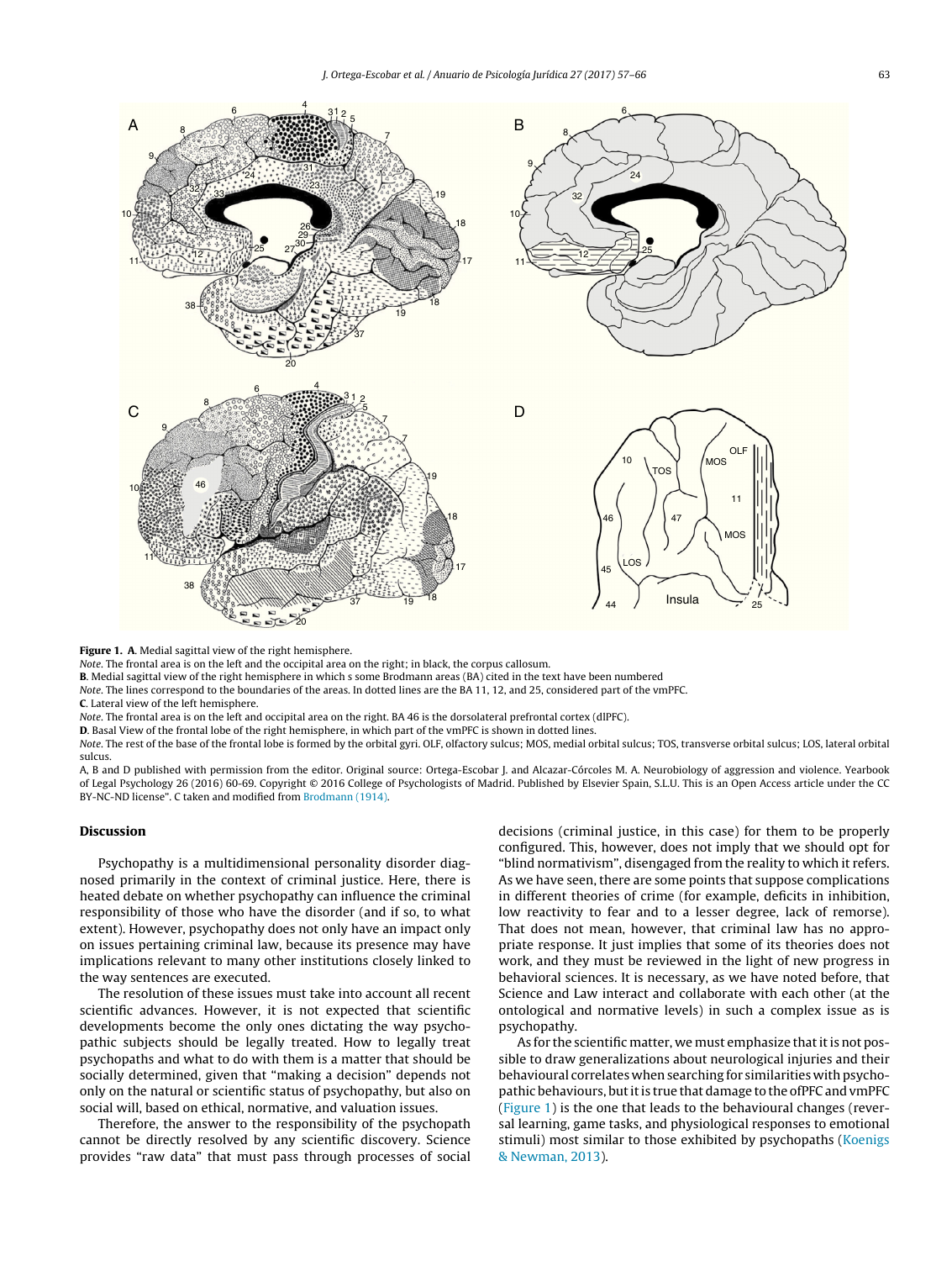**Figure 1. A**. Medial sagittal view of the right hemisphere.

*Note*. The frontal area is on the left and the occipital area on the right; in black, the corpus callosum.

**B**. Medial sagittal view of the right hemisphere in which s some Brodmann areas (BA) cited in the text have been numbered

*Note*. The lines correspond to the boundaries of the areas. In dotted lines are the BA 11, 12, and 25, considered part of the vmPFC.

**C**. Lateral view of the left hemisphere.

*Note*. The frontal area is on the left and occipital area on the right. BA 46 is the dorsolateral prefrontal cortex (dlPFC).

**D**. Basal View of the frontal lobe of the right hemisphere, in which part of the vmPFC is shown in dotted lines.

*Note*. The rest of the base of the frontal lobe is formed by the orbital gyri. OLF, olfactory sulcus; MOS, medial orbital sulcus; TOS, transverse orbital sulcus; LOS, lateral orbital sulcus.

A, B and D published with permission from the editor. Original source: Ortega-Escobar J. and Alcazar-Córcoles M. A. Neurobiology of aggression and violence. Yearbook of Legal Psychology 26 (2016) 60-69. Copyright © 2016 College of Psychologists of Madrid. Published by Elsevier Spain, S.L.U. This is an Open Access article under the CC BY-NC-ND license". C taken and modified from Brodmann (1914).

## Discussion

Psychopathy is a multidimensional personality disorder diagnosed primarily in the context of criminal justice. Here, there is heated debate on whether psychopathy can influence the criminal responsibility of those who have the disorder (and if so, to what extent). However, psychopathy does not only have an impact only on issues pertaining criminal law, because its presence may have implications relevant to many other institutions closely linked to the way sentences are executed.

The resolution of these issues must take into account all recent scientific advances. However, it is not expected that scientific developments become the only ones dictating the way psychopathic subjects should be legally treated. How to legally treat psychopaths and what to do with them is a matter that should be socially determined, given that "making a decision" depends not only on the natural or scientific status of psychopathy, but also on social will, based on ethical, normative, and valuation issues.

Therefore, the answer to the responsibility of the psychopath cannot be directly resolved by any scientific discovery. Science provides "raw data" that must pass through processes of social decisions (criminal justice, in this case) for them to be properly configured. This, however, does not imply that we should opt for "blind normativism", disengaged from the reality to which it refers. As we have seen, there are some points that suppose complications in different theories of crime (for example, deficits in inhibition, low reactivity to fear and to a lesser degree, lack of remorse). That does not mean, however, that criminal law has no appropriate response. It just implies that some of its theories does not work, and they must be reviewed in the light of new progress in behavioral sciences. It is necessary, as we have noted before, that Science and Law interact and collaborate with each other (at the ontological and normative levels) in such a complex issue as is psychopathy.

As for the scientific matter, we must emphasize that it is not possible to draw generalizations about neurological injuries and their behavioural correlates when searching for similarities with psychopathic behaviours, but it is true that damage to the ofPFC and vmPFC (Figure 1) is the one that leads to the behavioural changes (reversal learning, game tasks, and physiological responses to emotional stimuli) most similar to those exhibited by psychopaths (Koenigs & Newman, 2013).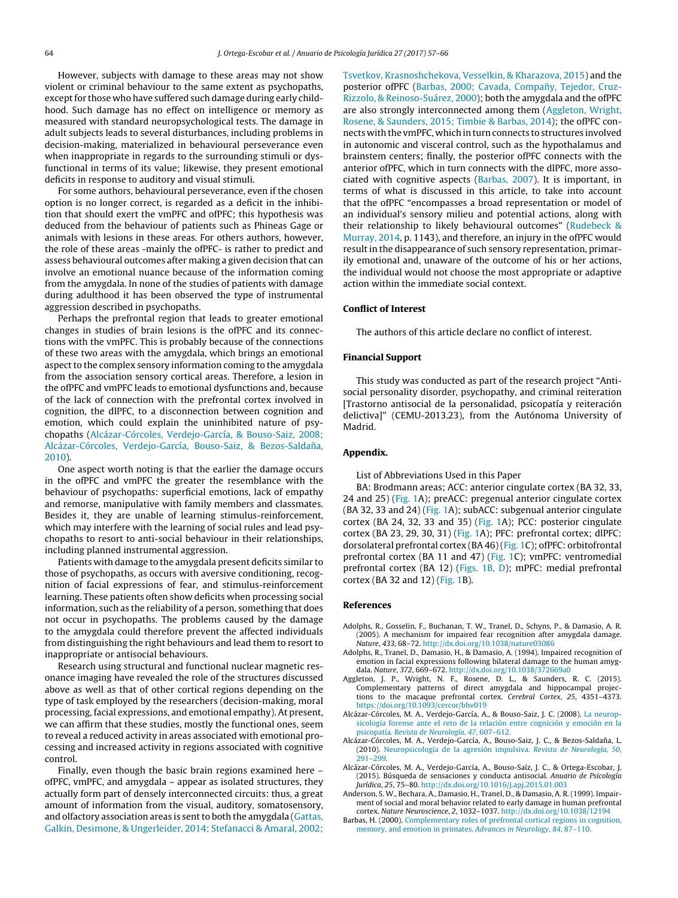However, subjects with damage to these areas may not show violent or criminal behaviour to the same extent as psychopaths, except for those who have suffered such damage during early childhood. Such damage has no effect on intelligence or memory as measured with standard neuropsychological tests. The damage in adult subjects leads to several disturbances, including problems in decision-making, materialized in behavioural perseverance even when inappropriate in regards to the surrounding stimuli or dysfunctional in terms of its value; likewise, they present emotional deficits in response to auditory and visual stimuli.

For some authors, behavioural perseverance, even if the chosen option is no longer correct, is regarded as a deficit in the inhibition that should exert the vmPFC and ofPFC; this hypothesis was deduced from the behaviour of patients such as Phineas Gage or animals with lesions in these areas. For others authors, however, the role of these areas -mainly the ofPFC- is rather to predict and assess behavioural outcomes after making a given decision that can involve an emotional nuance because of the information coming from the amygdala. In none of the studies of patients with damage during adulthood it has been observed the type of instrumental aggression described in psychopaths.

Perhaps the prefrontal region that leads to greater emotional changes in studies of brain lesions is the ofPFC and its connections with the vmPFC. This is probably because of the connections of these two areas with the amygdala, which brings an emotional aspect to the complex sensory information coming to the amygdala from the association sensory cortical areas. Therefore, a lesion in the ofPFC and vmPFC leads to emotional dysfunctions and, because of the lack of connection with the prefrontal cortex involved in cognition, the dlPFC, to a disconnection between cognition and emotion, which could explain the uninhibited nature of psychopaths (Alcázar-Córcoles, Verdejo-García, & Bouso-Saiz, 2008; Alcázar-Córcoles, Verdejo-García, Bouso-Saiz, & Bezos-Saldaña, 2010).

One aspect worth noting is that the earlier the damage occurs in the ofPFC and vmPFC the greater the resemblance with the behaviour of psychopaths: superficial emotions, lack of empathy and remorse, manipulative with family members and classmates. Besides it, they are unable of learning stimulus-reinforcement, which may interfere with the learning of social rules and lead psychopaths to resort to anti-social behaviour in their relationships, including planned instrumental aggression.

Patients with damage to the amygdala present deficits similar to those of psychopaths, as occurs with aversive conditioning, recognition of facial expressions of fear, and stimulus-reinforcement learning. These patients often show deficits when processing social information, such as the reliability of a person, something that does not occur in psychopaths. The problems caused by the damage to the amygdala could therefore prevent the affected individuals from distinguishing the right behaviours and lead them to resort to inappropriate or antisocial behaviours.

Research using structural and functional nuclear magnetic resonance imaging have revealed the role of the structures discussed above as well as that of other cortical regions depending on the type of task employed by the researchers (decision-making, moral processing, facial expressions, and emotional empathy). At present, we can affirm that these studies, mostly the functional ones, seem to reveal a reduced activity in areas associated with emotional processing and increased activity in regions associated with cognitive control.

Finally, even though the basic brain regions examined here – ofPFC, vmPFC, and amygdala – appear as isolated structures, they actually form part of densely interconnected circuits: thus, a great amount of information from the visual, auditory, somatosensory, and olfactory association areas is sent to both the amygdala (Gattas, Galkin, Desimone, & Ungerleider, 2014; Stefanacci & Amaral, 2002; Tsvetkov, Krasnoshchekova, Vesselkin, & Kharazova, 2015) and the posterior ofPFC (Barbas, 2000; Cavada, Compañy, Tejedor, Cruz-Rizzolo, & Reinoso-Suárez, 2000); both the amygdala and the ofPFC are also strongly interconnected among them (Aggleton, Wright, Rosene, & Saunders, 2015; Timbie & Barbas, 2014); the ofPFC connects with the vmPFC, which in turn connects to structures involved in autonomic and visceral control, such as the hypothalamus and brainstem centers; finally, the posterior ofPFC connects with the anterior ofPFC, which in turn connects with the dlPFC, more associated with cognitive aspects (Barbas, 2007). It is important, in terms of what is discussed in this article, to take into account that the ofPFC "encompasses a broad representation or model of an individual's sensory milieu and potential actions, along with their relationship to likely behavioural outcomes" (Rudebeck & Murray, 2014, p. 1143), and therefore, an injury in the ofPFC would result in the disappearance of such sensory representation, primarily emotional and, unaware of the outcome of his or her actions, the individual would not choose the most appropriate or adaptive action within the immediate social context.

### Conflict of Interest

The authors of this article declare no conflict of interest.

### Financial Support

This study was conducted as part of the research project "Antisocial personality disorder, psychopathy, and criminal reiteration [Trastorno antisocial de la personalidad, psicopatía y reiteración delictiva]" (CEMU-2013.23), from the Autónoma University of Madrid.

### Appendix.

List of Abbreviations Used in this Paper

BA: Brodmann areas; ACC: anterior cingulate cortex (BA 32, 33, 24 and 25) (Fig. 1A); preACC: pregenual anterior cingulate cortex (BA 32, 33 and 24) (Fig. 1A); subACC: subgenual anterior cingulate cortex (BA 24, 32, 33 and 35) (Fig. 1A); PCC: posterior cingulate cortex (BA 23, 29, 30, 31) (Fig. 1A); PFC: prefrontal cortex; dlPFC: dorsolateral prefrontal cortex (BA 46) (Fig. 1C); ofPFC: orbitofrontal prefrontal cortex (BA 11 and 47) (Fig. 1C); vmPFC: ventromedial prefrontal cortex (BA 12) (Figs. 1B, D); mPFC: medial prefrontal cortex (BA 32 and 12) (Fig. 1B).

### References

Adolphs, R., Gosselin, F., Buchanan, T. W., Tranel, D., Schyns, P., & Damasio, A. R. (2005). A mechanism for impaired fear recognition after amygdala damage. *Nature*, *433*, 68–72. http://dx.doi.org/10.1038/nature03086

Adolphs, R., Tranel, D., Damasio, H., & Damasio, A. (1994). Impaired recognition of emotion in facial expressions following bilateral damage to the human amygdala. *Nature*, *372*, 669–672. http://dx.doi.org/10.1038/372669a0

Aggleton, J. P., Wright, N. F., Rosene, D. L., & Saunders, R. C. (2015). Complementary patterns of direct amygdala and hippocampal projections to the macaque prefrontal cortex. *Cerebral Cortex*, *25*, 4351–4373. https://doi.org/10.1093/cercor/bhv019

Alcázar-Córcoles, M. A., Verdejo-García, A., & Bouso-Saiz, J. C. (2008). La neuropsicología forense ante el reto de la relación entre cognición y emoción en la psicopatía. *Revista de Neurología*, *47*, 607–612.

Alcázar-Córcoles, M. A., Verdejo-García, A., Bouso-Saiz, J. C., & Bezos-Saldaña, L. (2010). Neuropsicología de la agresión impulsiva. *Revista de Neurología*, *50*, 291–299.

Alcázar-Córcoles, M. A., Verdejo-García, A., Bouso-Saíz, J. C., & Ortega-Escobar, J. (2015). Búsqueda de sensaciones y conducta antisocial. *Anuario de Psicología Jurídica*, *25*, 75–80. http://dx.doi.org/10.1016/j.apj.2015.01.003

Anderson, S. W., Bechara, A., Damasio, H., Tranel, D., & Damasio, A. R. (1999). Impairment of social and moral behavior related to early damage in human prefrontal cortex. *Nature Neuroscience*, *2*, 1032–1037. http://dx.doi.org/10.1038/12194

Barbas, H. (2000). Complementary roles of prefrontal cortical regions in cognition, memory, and emotion in primates. *Advances in Neurology*, *84*, 87–110.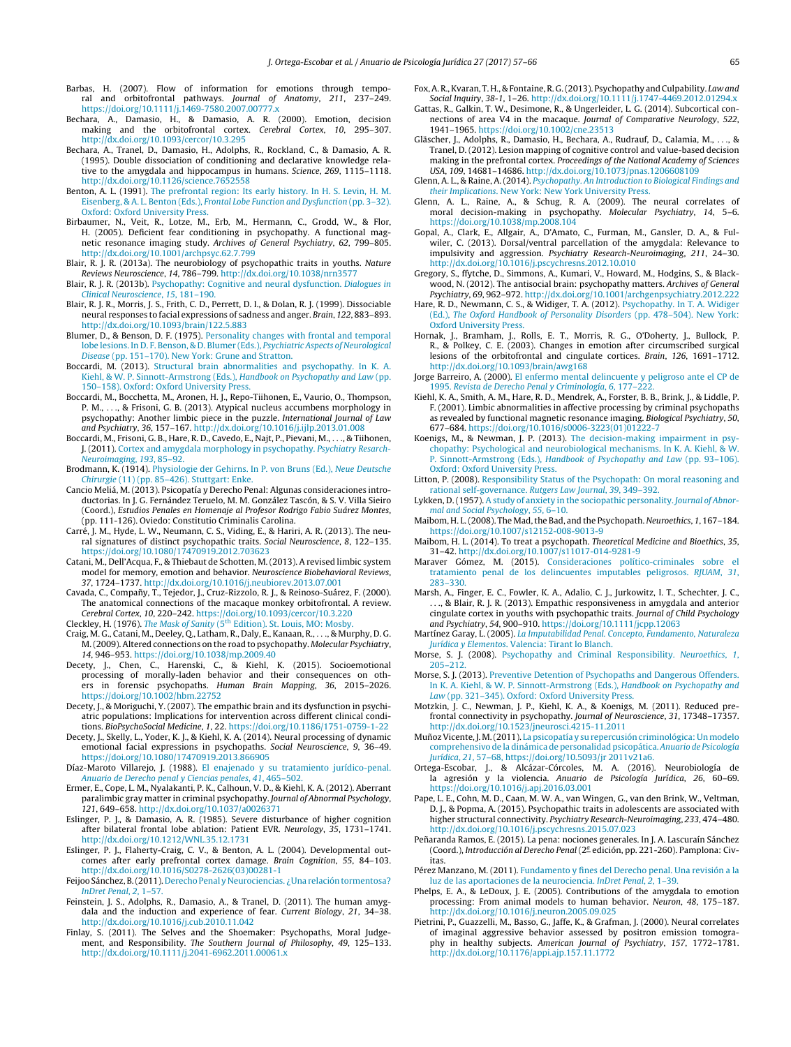Barbas, H. (2007). Flow of information for emotions through temporal and orbitofrontal pathways. *Journal of Anatomy*, *211*, 237–249. https://doi.org/10.1111/j.1469-7580.2007.00777.x

Bechara, A., Damasio, H., & Damasio, A. R. (2000). Emotion, decision making and the orbitofrontal cortex. *Cerebral Cortex*, *10*, 295–307. http://dx.doi.org/10.1093/cercor/10.3.295

Bechara, A., Tranel, D., Damasio, H., Adolphs, R., Rockland, C., & Damasio, A. R. (1995). Double dissociation of conditioning and declarative knowledge relative to the amygdala and hippocampus in humans. *Science*, *269*, 1115–1118. http://dx.doi.org/10.1126/science.7652558

Benton, A. L. (1991). The prefrontal region: Its early history. In H. S. Levin, H. M. Eisenberg, & A. L. Benton (Eds.), *Frontal Lobe Function and Dysfunction* (pp. 3–32). Oxford: Oxford University Press.

Birbaumer, N., Veit, R., Lotze, M., Erb, M., Hermann, C., Grodd, W., & Flor, H. (2005). Deficient fear conditioning in psychopathy. A functional magnetic resonance imaging study. *Archives of General Psychiatry*, *62*, 799–805. http://dx.doi.org/10.1001/archpsyc.62.7.799

Blair, R. J. R. (2013a). The neurobiology of psychopathic traits in youths. *Nature Reviews Neuroscience*, *14*, 786–799. http://dx.doi.org/10.1038/nrn3577

Blair, R. J. R. (2013b). Psychopathy: Cognitive and neural dysfunction. *Dialogues in Clinical Neuroscience*, *15*, 181–190.

Blair, R. J. R., Morris, J. S., Frith, C. D., Perrett, D. I., & Dolan, R. J. (1999). Dissociable neural responses to facial expressions of sadness and anger. *Brain*, *122*, 883–893. http://dx.doi.org/10.1093/brain/122.5.883

Blumer, D., & Benson, D. F. (1975). Personality changes with frontal and temporal lobe lesions. In D. F. Benson, & D. Blumer (Eds.), *Psychiatric Aspects of Neurological Disease* (pp. 151–170). New York: Grune and Stratton.

Boccardi, M. (2013). Structural brain abnormalities and psychopathy. In K. A. Kiehl, & W. P. Sinnott-Armstrong (Eds.), *Handbook on Psychopathy and Law* (pp. 150–158). Oxford: Oxford University Press.

Boccardi, M., Bocchetta, M., Aronen, H. J., Repo-Tiihonen, E., Vaurio, O., Thompson, P. M., ..., & Frisoni, G. B. (2013). Atypical nucleus accumbens morphology in psychopathy: Another limbic piece in the puzzle. *International Journal of Law and Psychiatry*, *36*, 157–167. http://dx.doi.org/10.1016/j.ijlp.2013.01.008

Boccardi, M., Frisoni, G. B., Hare, R. D., Cavedo, E., Najt, P., Pievani, M., ..., & Tiihonen, J. (2011). Cortex and amygdala morphology in psychopathy. *Psychiatry Research-Neuroimaging*, *193*, 85–92.

Brodmann, K. (1914). Physiologie der Gehirns. In P. von Bruns (Ed.), *Neue Deutsche Chirurgie* (11) (pp. 85–426). Stuttgart: Enke.

Cancio Meliá, M. (2013). Psicopatía y Derecho Penal: Algunas consideraciones introductorias. In J. G. Fernández Teruelo, M. M. González Tascón, & S. V. Villa Sieiro (Coord.), *Estudios Penales en Homenaje al Profesor Rodrigo Fabio Suárez Montes*, (pp. 111-126). Oviedo: Constitutio Criminalis Carolina.

Carré, J. M., Hyde, L. W., Neumann, C. S., Viding, E., & Hariri, A. R. (2013). The neural signatures of distinct psychopathic traits. *Social Neuroscience*, *8*, 122–135. https://doi.org/10.1080/17470919.2012.703623

Catani, M., Dell'Acqua, F., & Thiebaut de Schotten, M. (2013). A revised limbic system model for memory, emotion and behavior. *Neuroscience Biobehavioral Reviews*, *37*, 1724–1737. http://dx.doi.org/10.1016/j.neubiorev.2013.07.001

Cavada, C., Compañy, T., Tejedor, J., Cruz-Rizzolo, R. J., & Reinoso-Suárez, F. (2000). The anatomical connections of the macaque monkey orbitofrontal. A review. *Cerebral Cortex*, *10*, 220–242. https://doi.org/10.1093/cercor/10.3.220

Cleckley, H. (1976). *The Mask of Sanity* (5th Edition). St. Louis, MO: Mosby.

Craig, M. G., Catani, M., Deeley, Q., Latham, R., Daly, E., Kanaan, R., ..., & Murphy, D. G. M. (2009). Altered connections on the road to psychopathy. *Molecular Psychiatry*, *14*, 946–953. https://doi.org/10.1038/mp.2009.40

Decety, J., Chen, C., Harenski, C., & Kiehl, K. (2015). Socioemotional processing of morally-laden behavior and their consequences on others in forensic psychopaths. *Human Brain Mapping*, *36*, 2015–2026. https://doi.org/10.1002/hbm.22752

Decety, J., & Moriguchi, Y. (2007). The empathic brain and its dysfunction in psychiatric populations: Implications for intervention across different clinical conditions. *BioPsychoSocial Medicine*, *1*, 22. https://doi.org/10.1186/1751-0759-1-22

Decety, J., Skelly, L., Yoder, K. J., & Kiehl, K. A. (2014). Neural processing of dynamic emotional facial expressions in psychopaths. *Social Neuroscience*, *9*, 36–49. https://doi.org/10.1080/17470919.2013.866905

Díaz-Maroto Villarejo, J. (1988). El enajenado y su tratamiento jurídico-penal. *Anuario de Derecho penal y Ciencias penales*, *41*, 465–502.

Ermer, E., Cope, L. M., Nyalakanti, P. K., Calhoun, V. D., & Kiehl, K. A. (2012). Aberrant paralimbic gray matter in criminal psychopathy. *Journal of Abnormal Psychology*, *121*, 649–658. http://dx.doi.org/10.1037/a0026371

Eslinger, P. J., & Damasio, A. R. (1985). Severe disturbance of higher cognition after bilateral frontal lobe ablation: Patient EVR. *Neurology*, *35*, 1731–1741. http://dx.doi.org/10.1212/WNL.35.12.1731

Eslinger, P. J., Flaherty-Craig, C. V., & Benton, A. L. (2004). Developmental outcomes after early prefrontal cortex damage. *Brain Cognition*, *55*, 84–103. http://dx.doi.org/10.1016/S0278-2626(03)00281-1

Feijoo Sánchez, B. (2011). Derecho Penal y Neurociencias. ¿Una relación tormentosa? *InDret Penal*, *2*, 1–57.

Feinstein, J. S., Adolphs, R., Damasio, A., & Tranel, D. (2011). The human amygdala and the induction and experience of fear. *Current Biology*, *21*, 34–38. http://dx.doi.org/10.1016/j.cub.2010.11.042

Finlay, S. (2011). The Selves and the Shoemaker: Psychopaths, Moral Judgement, and Responsibility. *The Southern Journal of Philosophy*, *49*, 125–133. http://dx.doi.org/10.1111/j.2041-6962.2011.00061.x

Fox, A. R., Kvaran, T. H., & Fontaine, R. G. (2013). Psychopathy and Culpability. *Law and Social Inquiry*, *38-1*, 1–26. http://dx.doi.org/10.1111/j.1747-4469.2012.01294.x

Gattas, R., Galkin, T. W., Desimone, R., & Ungerleider, L. G. (2014). Subcortical connections of area V4 in the macaque. *Journal of Comparative Neurology*, *522*, 1941–1965. https://doi.org/10.1002/cne.23513

Gläscher, J., Adolphs, R., Damasio, H., Bechara, A., Rudrauf, D., Calamia, M., ..., & Tranel, D. (2012). Lesion mapping of cognitive control and value-based decision making in the prefrontal cortex. *Proceedings of the National Academy of Sciences USA*, *109*, 14681–14686. http://dx.doi.org/10.1073/pnas.1206608109

Glenn, A. L., & Raine, A. (2014). *Psychopathy. An Introduction to Biological Findings and their Implications*. New York: New York University Press.

Glenn, A. L., Raine, A., & Schug, R. A. (2009). The neural correlates of moral decision-making in psychopathy. *Molecular Psychiatry*, *14*, 5–6. https://doi.org/10.1038/mp.2008.104

Gopal, A., Clark, E., Allgair, A., D'Amato, C., Furman, M., Gansler, D. A., & Fulwiler, C. (2013). Dorsal/ventral parcellation of the amygdala: Relevance to impulsivity and aggression. *Psychiatry Research-Neuroimaging*, *211*, 24–30. http://dx.doi.org/10.1016/j.pscychresns.2012.10.010

Gregory, S., ffytche, D., Simmons, A., Kumari, V., Howard, M., Hodgins, S., & Blackwood, N. (2012). The antisocial brain: psychopathy matters. *Archives of General Psychiatry*, *69*, 962–972. http://dx.doi.org/10.1001/archgenpsychiatry.2012.222

Hare, R. D., Newmann, C. S., & Widiger, T. A. (2012). Psychopathy. In T. A. Widiger (Ed.), *The Oxford Handbook of Personality Disorders* (pp. 478–504). New York: Oxford University Press.

Hornak, J., Bramham, J., Rolls, E. T., Morris, R. G., O'Doherty, J., Bullock, P. R., & Polkey, C. E. (2003). Changes in emotion after circumscribed surgical lesions of the orbitofrontal and cingulate cortices. *Brain*, *126*, 1691–1712. http://dx.doi.org/10.1093/brain/awg168

Jorge Barreiro, A. (2000). El enfermo mental delincuente y peligroso ante el CP de 1995. *Revista de Derecho Penal y Criminología*, *6*, 177–222.

Kiehl, K. A., Smith, A. M., Hare, R. D., Mendrek, A., Forster, B. B., Brink, J., & Liddle, P. F. (2001). Limbic abnormalities in affective processing by criminal psychopaths as revealed by functional magnetic resonance imaging. *Biological Psychiatry*, *50*, 677–684. https://doi.org/10.1016/s0006-3223(01)01222-7

Koenigs, M., & Newman, J. P. (2013). The decision-making impairment in psychopathy: Psychological and neurobiological mechanisms. In K. A. Kiehl, & W. P. Sinnott-Armstrong (Eds.), *Handbook of Psychopathy and Law* (pp. 93–106). Oxford: Oxford University Press.

Litton, P. (2008). Responsibility Status of the Psychopath: On moral reasoning and rational self-governance. *Rutgers Law Journal*, *39*, 349–392.

Lykken, D. (1957). A study of anxiety in the sociopathic personality. *Journal of Abnormal and Social Psychology*, *55*, 6–10.

Maibom, H. L. (2008). The Mad, the Bad, and the Psychopath. *Neuroethics*, *1*, 167–184. https://doi.org/10.1007/s12152-008-9013-9

Maibom, H. L. (2014). To treat a psychopath. *Theoretical Medicine and Bioethics*, *35*, 31–42. http://dx.doi.org/10.1007/s11017-014-9281-9

Maraver Gómez, M. (2015). Consideraciones político-criminales sobre el tratamiento penal de los delincuentes imputables peligrosos. *RJUAM*, *31*, 283–330.

Marsh, A., Finger, E. C., Fowler, K. A., Adalio, C. J., Jurkowitz, I. T., Schechter, J. C., ..., & Blair, R. J. R. (2013). Empathic responsiveness in amygdala and anterior cingulate cortex in youths with psychopathic traits. *Journal of Child Psychology and Psychiatry*, *54*, 900–910. https://doi.org/10.1111/jcpp.12063

Martínez Garay, L. (2005). *La Imputabilidad Penal. Concepto, Fundamento, Naturaleza Jurídica y Elementos*. Valencia: Tirant lo Blanch.

Morse, S. J. (2008). Psychopathy and Criminal Responsibility. *Neuroethics*, *1*, 205–212.

Morse, S. J. (2013). Preventive Detention of Psychopaths and Dangerous Offenders. In K. A. Kiehl, & W. P. Sinnott-Armstrong (Eds.), *Handbook on Psychopathy and Law* (pp. 321–345). Oxford: Oxford University Press.

Motzkin, J. C., Newman, J. P., Kiehl, K. A., & Koenigs, M. (2011). Reduced prefrontal connectivity in psychopathy. *Journal of Neuroscience*, *31*, 17348–17357. http://dx.doi.org/10.1523/jneurosci.4215-11.2011

Muñoz Vicente, J. M. (2011). La psicopatía y su repercusión criminológica: Un modelo comprehensivo de la dinámica de personalidad psicopática. *Anuario de Psicología Jurídica*, *21*, 57–68. https://doi.org/10.5093/jr 2011v21a6.

Ortega-Escobar, J., & Alcázar-Córcoles, M. A. (2016). Neurobiología de la agresión y la violencia. *Anuario de Psicología Jurídica*, *26*, 60–69. https://doi.org/10.1016/j.apj.2016.03.001

Pape, L. E., Cohn, M. D., Caan, M. W. A., van Wingen, G., van den Brink, W., Veltman, D. J., & Popma, A. (2015). Psychopathic traits in adolescents are associated with higher structural connectivity. *Psychiatry Research-Neuroimaging*, *233*, 474–480. http://dx.doi.org/10.1016/j.pscychresns.2015.07.023

Peñaranda Ramos, E. (2015). La pena: nociones generales. In J. A. Lascuraín Sánchez (Coord.), *Introducción al Derecho Penal* (2ª edición, pp. 221-260). Pamplona: Civitas.

Pérez Manzano, M. (2011). Fundamento y fines del Derecho penal. Una revisión a la luz de las aportaciones de la neurociencia. *InDret Penal*, *2*, 1–39.

Phelps, E. A., & LeDoux, J. E. (2005). Contributions of the amygdala to emotion processing: From animal models to human behavior. *Neuron*, *48*, 175–187. http://dx.doi.org/10.1016/j.neuron.2005.09.025

Pietrini, P., Guazzelli, M., Basso, G., Jaffe, K., & Grafman, J. (2000). Neural correlates of imaginal aggressive behavior assessed by positron emission tomography in healthy subjects. *American Journal of Psychiatry*, *157*, 1772–1781. http://dx.doi.org/10.1176/appi.ajp.157.11.1772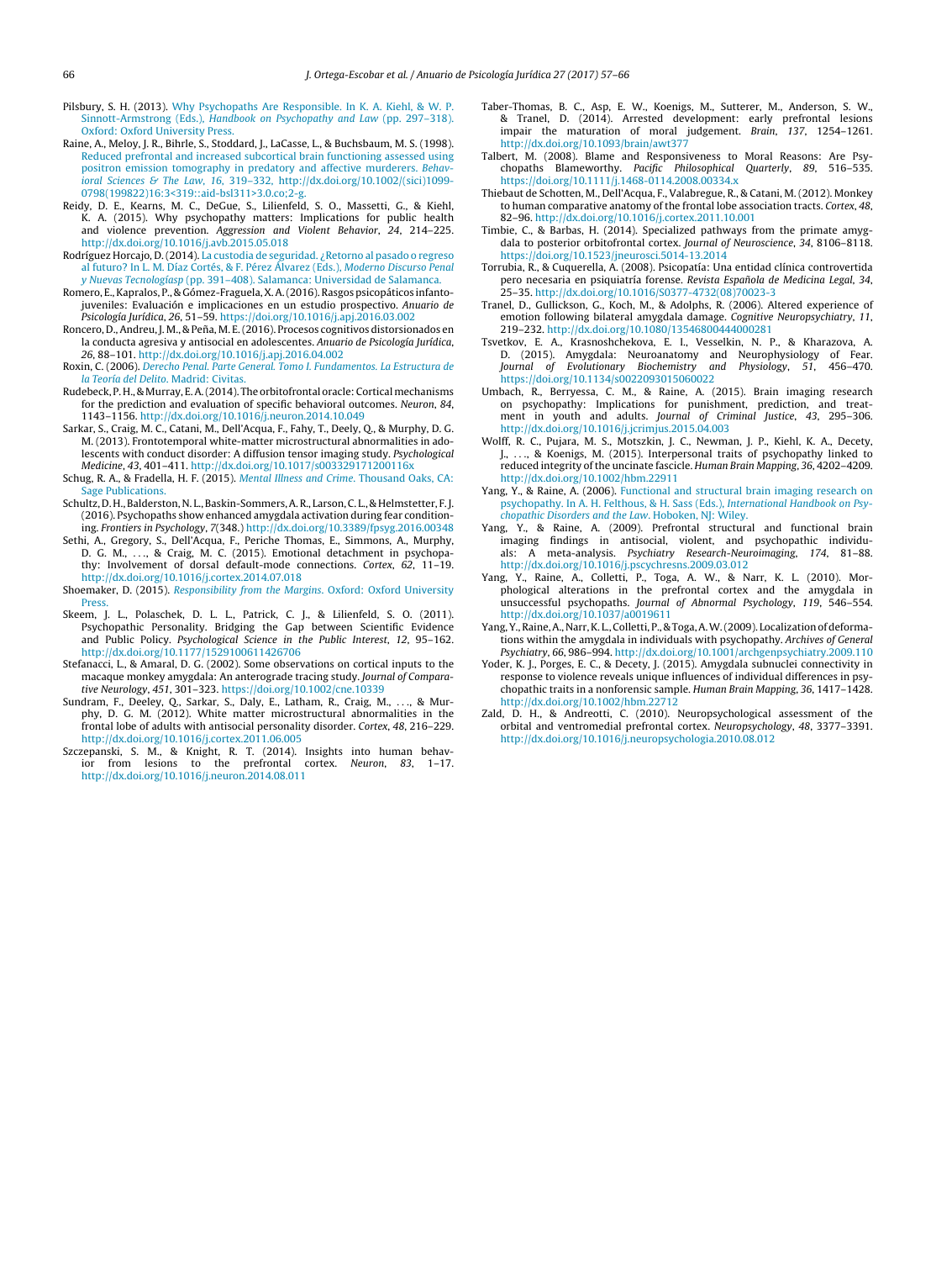Pilsbury, S. H. (2013). Why Psychopaths Are Responsible. In K. A. Kiehl, & W. P. Sinnott-Armstrong (Eds.), *Handbook on Psychopathy and Law* (pp. 297–318). Oxford: Oxford University Press.

Raine, A., Meloy, J. R., Bihrle, S., Stoddard, J., LaCasse, L., & Buchsbaum, M. S. (1998). Reduced prefrontal and increased subcortical brain functioning assessed using positron emission tomography in predatory and affective murderers. *Behavioral Sciences & The Law*, *16*, 319–332. http://dx.doi.org/10.1002/(sici)1099-0798(199822)16:3<319::aid-bsl311>3.0.co;2-g.

Reidy, D. E., Kearns, M. C., DeGue, S., Lilienfeld, S. O., Massetti, G., & Kiehl, K. A. (2015). Why psychopathy matters: Implications for public health and violence prevention. *Aggression and Violent Behavior*, *24*, 214–225. http://dx.doi.org/10.1016/j.avb.2015.05.018

Rodríguez Horcajo, D. (2014). La custodia de seguridad. ¿Retorno al pasado o regreso al futuro? In L. M. Díaz Cortés, & F. Pérez Álvarez (Eds.), *Moderno Discurso Penal y Nuevas Tecnologíasp* (pp. 391–408). Salamanca: Universidad de Salamanca.

Romero, E., Kapralos, P., & Gómez-Fraguela, X. A. (2016). Rasgos psicopáticos infanto-juveniles: Evaluación e implicaciones en un estudio prospectivo. *Anuario de Psicología Jurídica*, *26*, 51–59. https://doi.org/10.1016/j.apj.2016.03.002

Roncero, D., Andreu, J. M., & Peña, M. E. (2016). Procesos cognitivos distorsionados en la conducta agresiva y antisocial en adolescentes. *Anuario de Psicología Jurídica*, *26*, 88–101. http://dx.doi.org/10.1016/j.apj.2016.04.002

Roxin, C. (2006). *Derecho Penal. Parte General. Tomo I. Fundamentos. La Estructura de la Teoría del Delito*. Madrid: Civitas.

Rudebeck, P. H., & Murray, E. A. (2014). The orbitofrontal oracle: Cortical mechanisms for the prediction and evaluation of specific behavioral outcomes. *Neuron*, *84*, 1143–1156. http://dx.doi.org/10.1016/j.neuron.2014.10.049

Sarkar, S., Craig, M. C., Catani, M., Dell'Acqua, F., Fahy, T., Deely, Q., & Murphy, D. G. M. (2013). Frontotemporal white-matter microstructural abnormalities in adolescents with conduct disorder: A diffusion tensor imaging study. *Psychological Medicine*, *43*, 401–411. http://dx.doi.org/10.1017/s003329171200116x

Schug, R. A., & Fradella, H. F. (2015). *Mental Illness and Crime*. Thousand Oaks, CA: Sage Publications.

Schultz, D. H., Balderston, N. L., Baskin-Sommers, A. R., Larson, C. L., & Helmstetter, F. J. (2016). Psychopaths show enhanced amygdala activation during fear conditioning. *Frontiers in Psychology*, *7*(348.) http://dx.doi.org/10.3389/fpsyg.2016.00348

Sethi, A., Gregory, S., Dell'Acqua, F., Periche Thomas, E., Simmons, A., Murphy, D. G. M., . . ., & Craig, M. C. (2015). Emotional detachment in psychopathy: Involvement of dorsal default-mode connections. *Cortex*, *62*, 11–19. http://dx.doi.org/10.1016/j.cortex.2014.07.018

Shoemaker, D. (2015). *Responsibility from the Margins*. Oxford: Oxford University Press.

Skeem, J. L., Polaschek, D. L. L., Patrick, C. J., & Lilienfeld, S. O. (2011). Psychopathic Personality. Bridging the Gap between Scientific Evidence and Public Policy. *Psychological Science in the Public Interest*, *12*, 95–162. http://dx.doi.org/10.1177/1529100611426706

Stefanacci, L., & Amaral, D. G. (2002). Some observations on cortical inputs to the macaque monkey amygdala: An anterograde tracing study. *Journal of Comparative Neurology*, *451*, 301–323. https://doi.org/10.1002/cne.10339

Sundram, F., Deeley, Q., Sarkar, S., Daly, E., Latham, R., Craig, M., . . ., & Murphy, D. G. M. (2012). White matter microstructural abnormalities in the frontal lobe of adults with antisocial personality disorder. *Cortex*, *48*, 216–229. http://dx.doi.org/10.1016/j.cortex.2011.06.005

Szczepanski, S. M., & Knight, R. T. (2014). Insights into human behavior from lesions to the prefrontal cortex. *Neuron*, *83*, 1–17. http://dx.doi.org/10.1016/j.neuron.2014.08.011

Taber-Thomas, B. C., Asp, E. W., Koenigs, M., Sutterer, M., Anderson, S. W., & Tranel, D. (2014). Arrested development: early prefrontal lesions impair the maturation of moral judgement. *Brain*, *137*, 1254–1261. http://dx.doi.org/10.1093/brain/awt377

Talbert, M. (2008). Blame and Responsiveness to Moral Reasons: Are Psychopaths Blameworthy. *Pacific Philosophical Quarterly*, *89*, 516–535. https://doi.org/10.1111/j.1468-0114.2008.00334.x

Thiebaut de Schotten, M., Dell'Acqua, F., Valabregue, R., & Catani, M. (2012). Monkey to human comparative anatomy of the frontal lobe association tracts. *Cortex*, *48*, 82–96. http://dx.doi.org/10.1016/j.cortex.2011.10.001

Timbie, C., & Barbas, H. (2014). Specialized pathways from the primate amygdala to posterior orbitofrontal cortex. *Journal of Neuroscience*, *34*, 8106–8118. https://doi.org/10.1523/jneurosci.5014-13.2014

Torrubia, R., & Cuquerella, A. (2008). Psicopatía: Una entidad clínica controvertida pero necesaria en psiquiatría forense. *Revista Española de Medicina Legal*, *34*, 25–35. http://dx.doi.org/10.1016/S0377-4732(08)70023-3

Tranel, D., Gullickson, G., Koch, M., & Adolphs, R. (2006). Altered experience of emotion following bilateral amygdala damage. *Cognitive Neuropsychiatry*, *11*, 219–232. http://dx.doi.org/10.1080/13546800444000281

Tsvetkov, E. A., Krasnoshchekova, E. I., Vesselkin, N. P., & Kharazova, A. D. (2015). Amygdala: Neuroanatomy and Neurophysiology of Fear. *Journal of Evolutionary Biochemistry and Physiology*, *51*, 456–470. https://doi.org/10.1134/s0022093015060022

Umbach, R., Berryessa, C. M., & Raine, A. (2015). Brain imaging research on psychopathy: Implications for punishment, prediction, and treatment in youth and adults. *Journal of Criminal Justice*, *43*, 295–306. http://dx.doi.org/10.1016/j.jcrimjus.2015.04.003

Wolff, R. C., Pujara, M. S., Motszkin, J. C., Newman, J. P., Kiehl, K. A., Decety, J., . . ., & Koenigs, M. (2015). Interpersonal traits of psychopathy linked to reduced integrity of the uncinate fascicle. *Human Brain Mapping*, *36*, 4202–4209. http://dx.doi.org/10.1002/hbm.22911

Yang, Y., & Raine, A. (2006). Functional and structural brain imaging research on psychopathy. In A. H. Felthous, & H. Sass (Eds.), *International Handbook on Psychopathic Disorders and the Law*. Hoboken, NJ: Wiley.

Yang, Y., & Raine, A. (2009). Prefrontal structural and functional brain imaging findings in antisocial, violent, and psychopathic individuals: A meta-analysis. *Psychiatry Research-Neuroimaging*, *174*, 81–88. http://dx.doi.org/10.1016/j.pscychresns.2009.03.012

Yang, Y., Raine, A., Colletti, P., Toga, A. W., & Narr, K. L. (2010). Morphological alterations in the prefrontal cortex and the amygdala in unsuccessful psychopaths. *Journal of Abnormal Psychology*, *119*, 546–554. http://dx.doi.org/10.1037/a0019611

Yang, Y., Raine, A., Narr, K. L., Colletti, P., & Toga, A. W. (2009). Localization of deformations within the amygdala in individuals with psychopathy. *Archives of General Psychiatry*, *66*, 986–994. http://dx.doi.org/10.1001/archgenpsychiatry.2009.110

Yoder, K. J., Porges, E. C., & Decety, J. (2015). Amygdala subnuclei connectivity in response to violence reveals unique influences of individual differences in psychopathic traits in a nonforensic sample. *Human Brain Mapping*, *36*, 1417–1428. http://dx.doi.org/10.1002/hbm.22712

Zald, D. H., & Andreotti, C. (2010). Neuropsychological assessment of the orbital and ventromedial prefrontal cortex. *Neuropsychology*, *48*, 3377–3391. http://dx.doi.org/10.1016/j.neuropsychologia.2010.08.012